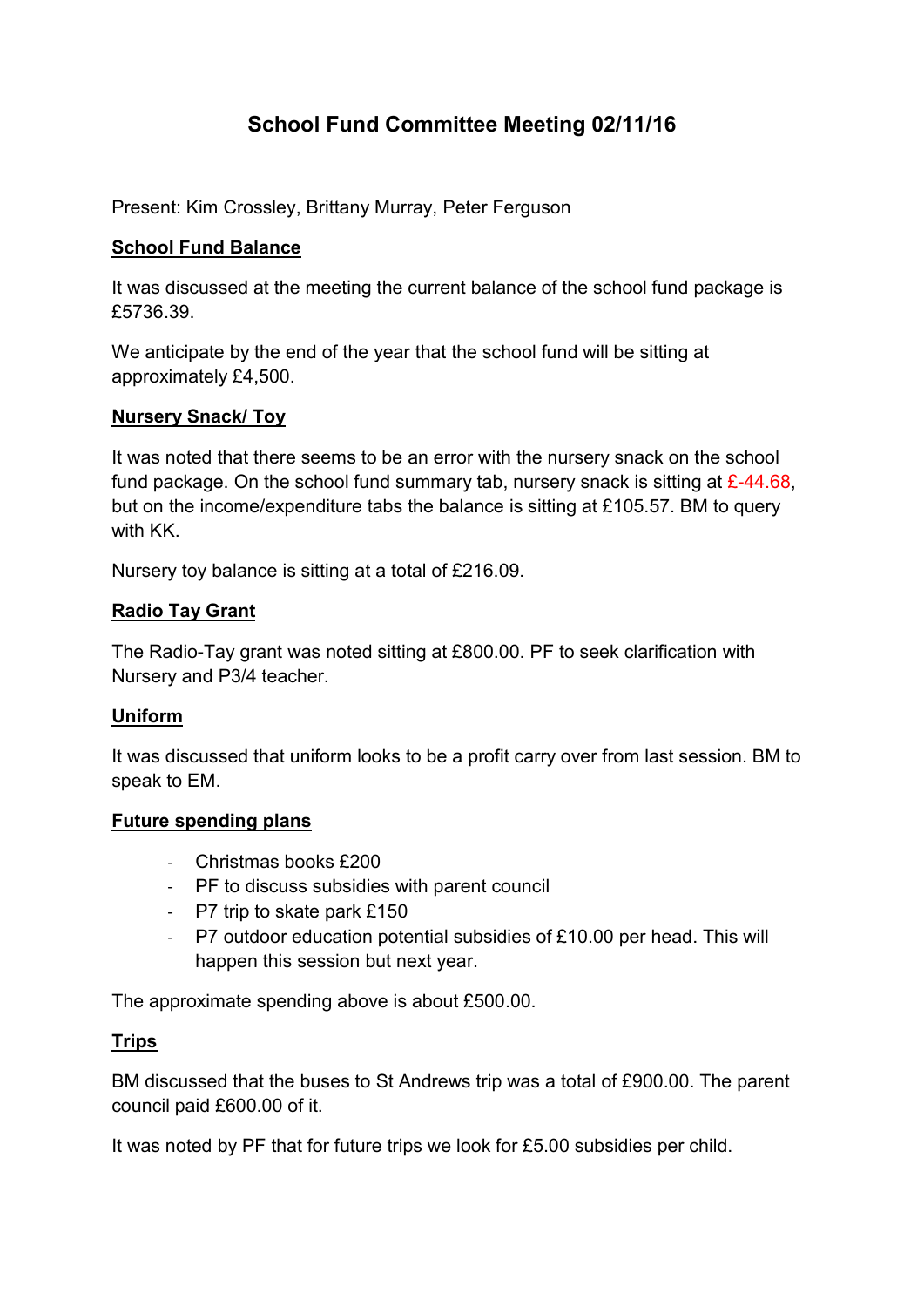# School Fund Committee Meeting 02/11/16

Present: Kim Crossley, Brittany Murray, Peter Ferguson

## School Fund Balance

It was discussed at the meeting the current balance of the school fund package is £5736.39.

We anticipate by the end of the year that the school fund will be sitting at approximately £4,500.

## Nursery Snack/ Toy

It was noted that there seems to be an error with the nursery snack on the school fund package. On the school fund summary tab, nursery snack is sitting at £-44.68, but on the income/expenditure tabs the balance is sitting at £105.57. BM to query with KK.

Nursery toy balance is sitting at a total of £216.09.

## Radio Tay Grant

The Radio-Tay grant was noted sitting at £800.00. PF to seek clarification with Nursery and P3/4 teacher.

## Uniform

It was discussed that uniform looks to be a profit carry over from last session. BM to speak to EM.

## Future spending plans

- Christmas books £200
- PF to discuss subsidies with parent council
- P7 trip to skate park £150
- P7 outdoor education potential subsidies of £10.00 per head. This will happen this session but next year.

The approximate spending above is about £500.00.

## Trips

BM discussed that the buses to St Andrews trip was a total of £900.00. The parent council paid £600.00 of it.

It was noted by PF that for future trips we look for £5.00 subsidies per child.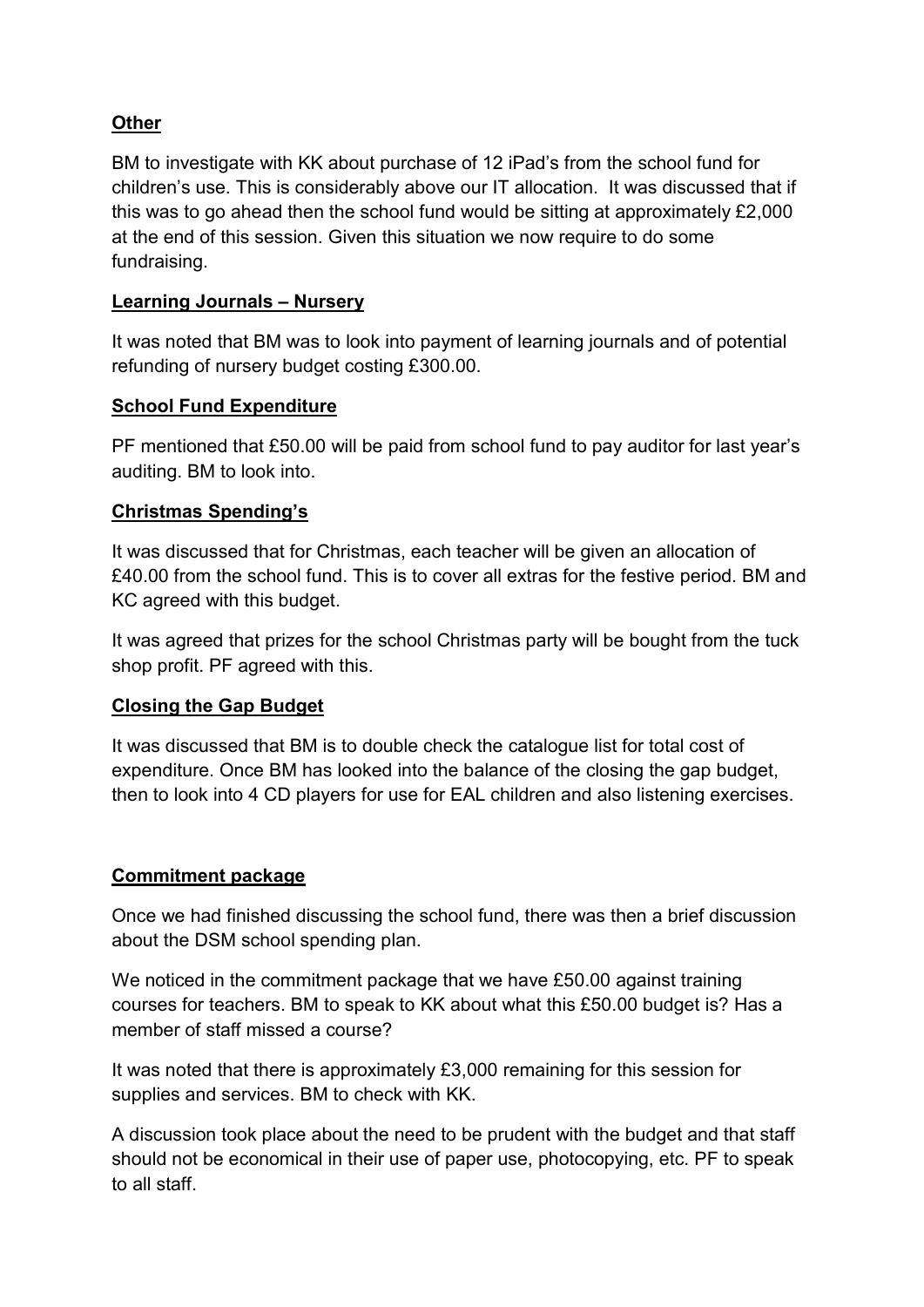**Other**

BM to investigate with KK about purchase of 12 iPad's from the school fund for children's use. This is considerably above our IT allocation. It was discussed that if this was to go ahead then the school fund would be sitting at approximately £2,000 at the end of this session. Given this situation we now require to do some fundraising.

**Learning Journals – Nursery**

It was noted that BM was to look into payment of learning journals and of potential refunding of nursery budget costing £300.00.

**School Fund Expenditure**

PF mentioned that £50.00 will be paid from school fund to pay auditor for last year's auditing. BM to look into.

**Christmas Spending's**

It was discussed that for Christmas, each teacher will be given an allocation of £40.00 from the school fund. This is to cover all extras for the festive period. BM and KC agreed with this budget.

It was agreed that prizes for the school Christmas party will be bought from the tuck shop profit. PF agreed with this.

**Closing the Gap Budget**

It was discussed that BM is to double check the catalogue list for total cost of expenditure. Once BM has looked into the balance of the closing the gap budget, then to look into 4 CD players for use for EAL children and also listening exercises.

**Commitment package**

Once we had finished discussing the school fund, there was then a brief discussion about the DSM school spending plan.

We noticed in the commitment package that we have £50.00 against training courses for teachers. BM to speak to KK about what this £50.00 budget is? Has a member of staff missed a course?

It was noted that there is approximately £3,000 remaining for this session for supplies and services. BM to check with KK.

A discussion took place about the need to be prudent with the budget and that staff should not be economical in their use of paper use, photocopying, etc. PF to speak to all staff.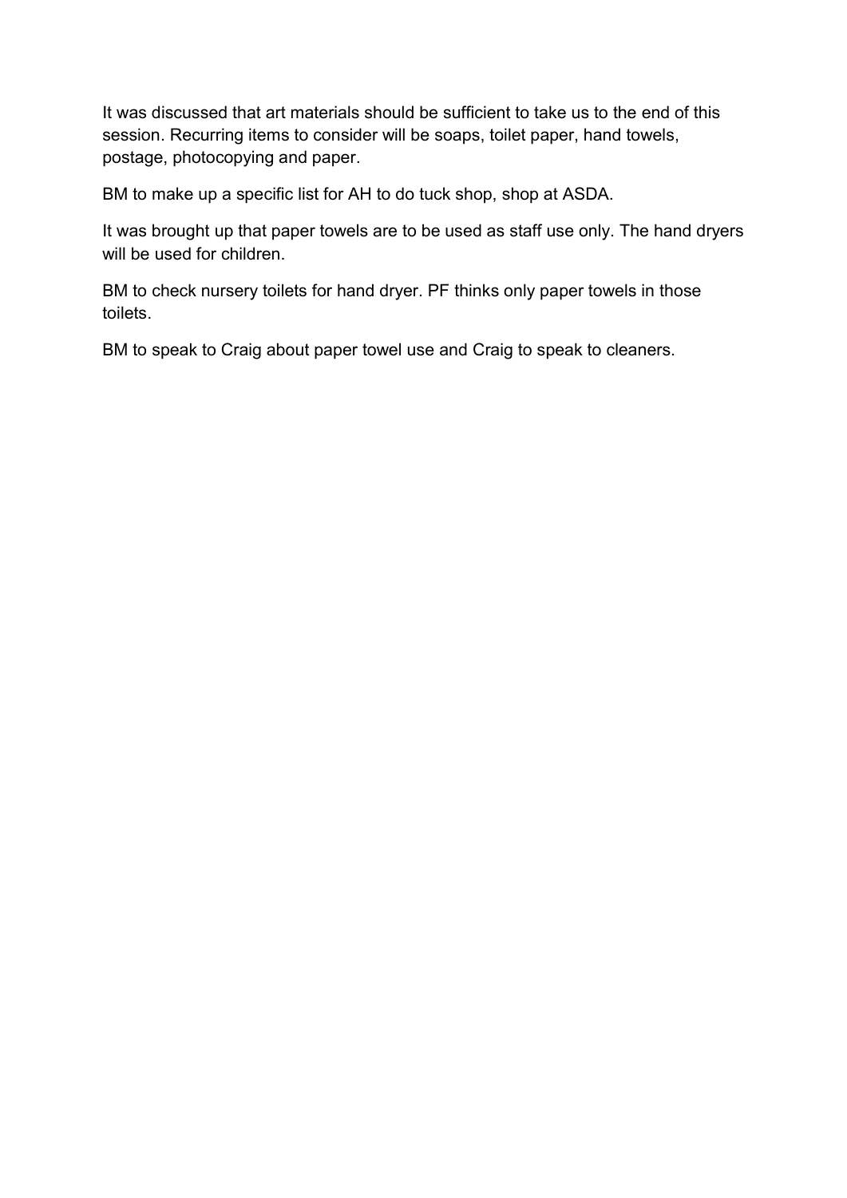It was discussed that art materials should be sufficient to take us to the end of this session. Recurring items to consider will be soaps, toilet paper, hand towels, postage, photocopying and paper.

BM to make up a specific list for AH to do tuck shop, shop at ASDA.

It was brought up that paper towels are to be used as staff use only. The hand dryers will be used for children.

BM to check nursery toilets for hand dryer. PF thinks only paper towels in those toilets.

BM to speak to Craig about paper towel use and Craig to speak to cleaners.